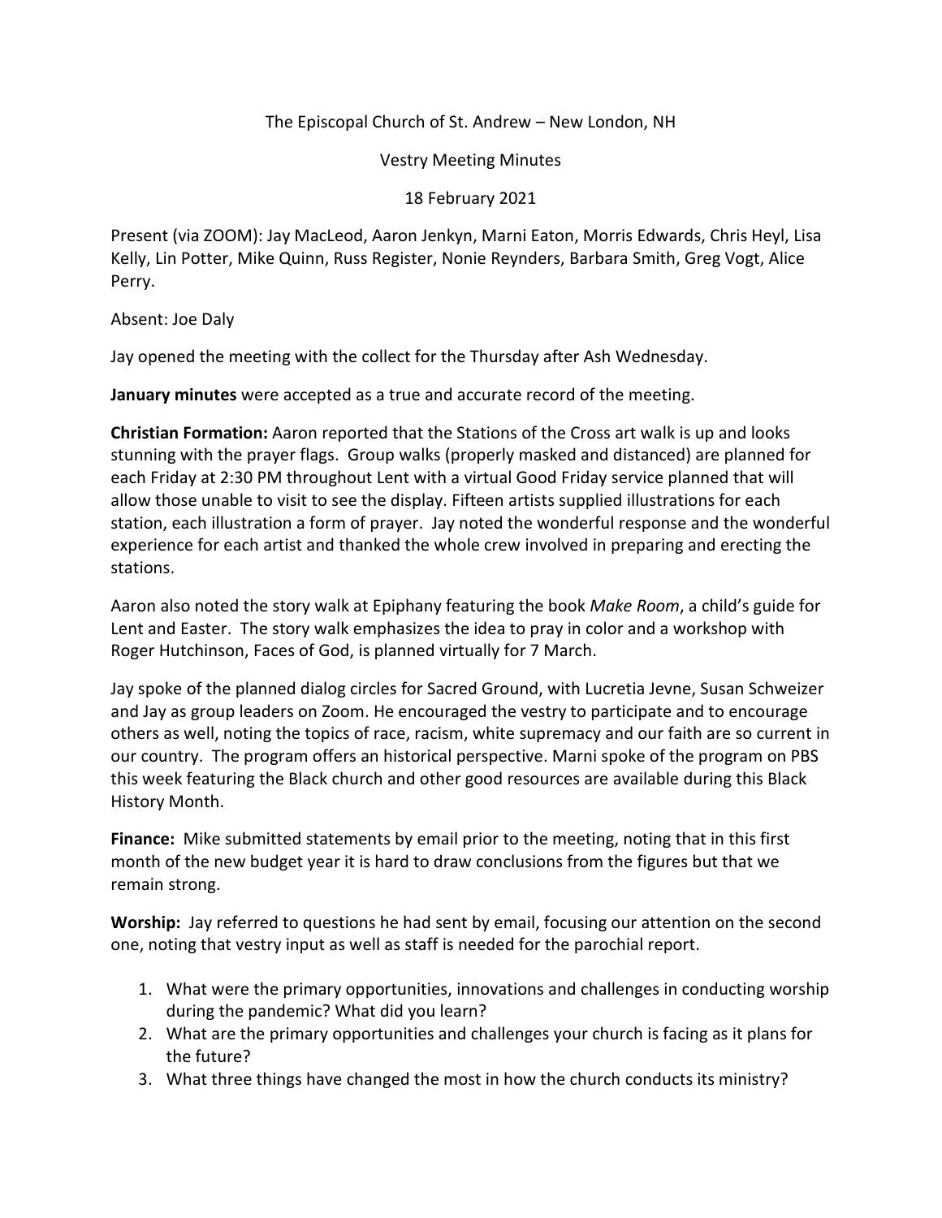The Episcopal Church of St. Andrew – New London, NH

Vestry Meeting Minutes

18 February 2021

Present (via ZOOM): Jay MacLeod, Aaron Jenkyn, Marni Eaton, Morris Edwards, Chris Heyl, Lisa Kelly, Lin Potter, Mike Quinn, Russ Register, Nonie Reynders, Barbara Smith, Greg Vogt, Alice Perry.

Absent: Joe Daly

Jay opened the meeting with the collect for the Thursday after Ash Wednesday.

**January minutes** were accepted as a true and accurate record of the meeting.

**Christian Formation:** Aaron reported that the Stations of the Cross art walk is up and looks stunning with the prayer flags. Group walks (properly masked and distanced) are planned for each Friday at 2:30 PM throughout Lent with a virtual Good Friday service planned that will allow those unable to visit to see the display. Fifteen artists supplied illustrations for each station, each illustration a form of prayer. Jay noted the wonderful response and the wonderful experience for each artist and thanked the whole crew involved in preparing and erecting the stations.

Aaron also noted the story walk at Epiphany featuring the book *Make Room*, a child's guide for Lent and Easter. The story walk emphasizes the idea to pray in color and a workshop with Roger Hutchinson, Faces of God, is planned virtually for 7 March.

Jay spoke of the planned dialog circles for Sacred Ground, with Lucretia Jevne, Susan Schweizer and Jay as group leaders on Zoom. He encouraged the vestry to participate and to encourage others as well, noting the topics of race, racism, white supremacy and our faith are so current in our country. The program offers an historical perspective. Marni spoke of the program on PBS this week featuring the Black church and other good resources are available during this Black History Month.

**Finance:** Mike submitted statements by email prior to the meeting, noting that in this first month of the new budget year it is hard to draw conclusions from the figures but that we remain strong.

**Worship:** Jay referred to questions he had sent by email, focusing our attention on the second one, noting that vestry input as well as staff is needed for the parochial report.

1. What were the primary opportunities, innovations and challenges in conducting worship during the pandemic? What did you learn?
2. What are the primary opportunities and challenges your church is facing as it plans for the future?
3. What three things have changed the most in how the church conducts its ministry?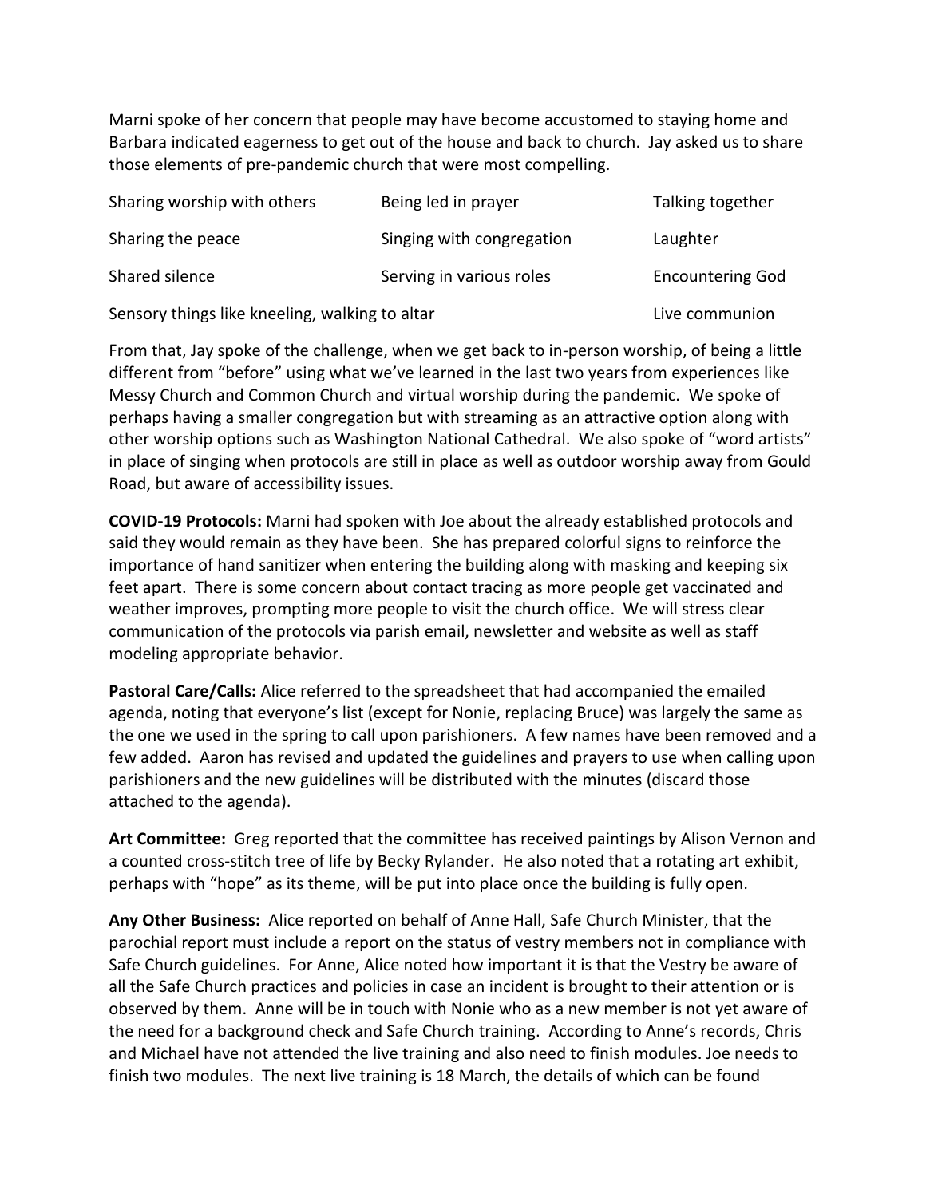Marni spoke of her concern that people may have become accustomed to staying home and Barbara indicated eagerness to get out of the house and back to church. Jay asked us to share those elements of pre-pandemic church that were most compelling.

| | | |
|---|---|---|
| Sharing worship with others | Being led in prayer | Talking together |
| Sharing the peace | Singing with congregation | Laughter |
| Shared silence | Serving in various roles | Encountering God |
| Sensory things like kneeling, walking to altar | | Live communion |

From that, Jay spoke of the challenge, when we get back to in-person worship, of being a little different from "before" using what we've learned in the last two years from experiences like Messy Church and Common Church and virtual worship during the pandemic. We spoke of perhaps having a smaller congregation but with streaming as an attractive option along with other worship options such as Washington National Cathedral. We also spoke of "word artists" in place of singing when protocols are still in place as well as outdoor worship away from Gould Road, but aware of accessibility issues.

**COVID-19 Protocols:** Marni had spoken with Joe about the already established protocols and said they would remain as they have been. She has prepared colorful signs to reinforce the importance of hand sanitizer when entering the building along with masking and keeping six feet apart. There is some concern about contact tracing as more people get vaccinated and weather improves, prompting more people to visit the church office. We will stress clear communication of the protocols via parish email, newsletter and website as well as staff modeling appropriate behavior.

**Pastoral Care/Calls:** Alice referred to the spreadsheet that had accompanied the emailed agenda, noting that everyone's list (except for Nonie, replacing Bruce) was largely the same as the one we used in the spring to call upon parishioners. A few names have been removed and a few added. Aaron has revised and updated the guidelines and prayers to use when calling upon parishioners and the new guidelines will be distributed with the minutes (discard those attached to the agenda).

**Art Committee:** Greg reported that the committee has received paintings by Alison Vernon and a counted cross-stitch tree of life by Becky Rylander. He also noted that a rotating art exhibit, perhaps with "hope" as its theme, will be put into place once the building is fully open.

**Any Other Business:** Alice reported on behalf of Anne Hall, Safe Church Minister, that the parochial report must include a report on the status of vestry members not in compliance with Safe Church guidelines. For Anne, Alice noted how important it is that the Vestry be aware of all the Safe Church practices and policies in case an incident is brought to their attention or is observed by them. Anne will be in touch with Nonie who as a new member is not yet aware of the need for a background check and Safe Church training. According to Anne's records, Chris and Michael have not attended the live training and also need to finish modules. Joe needs to finish two modules. The next live training is 18 March, the details of which can be found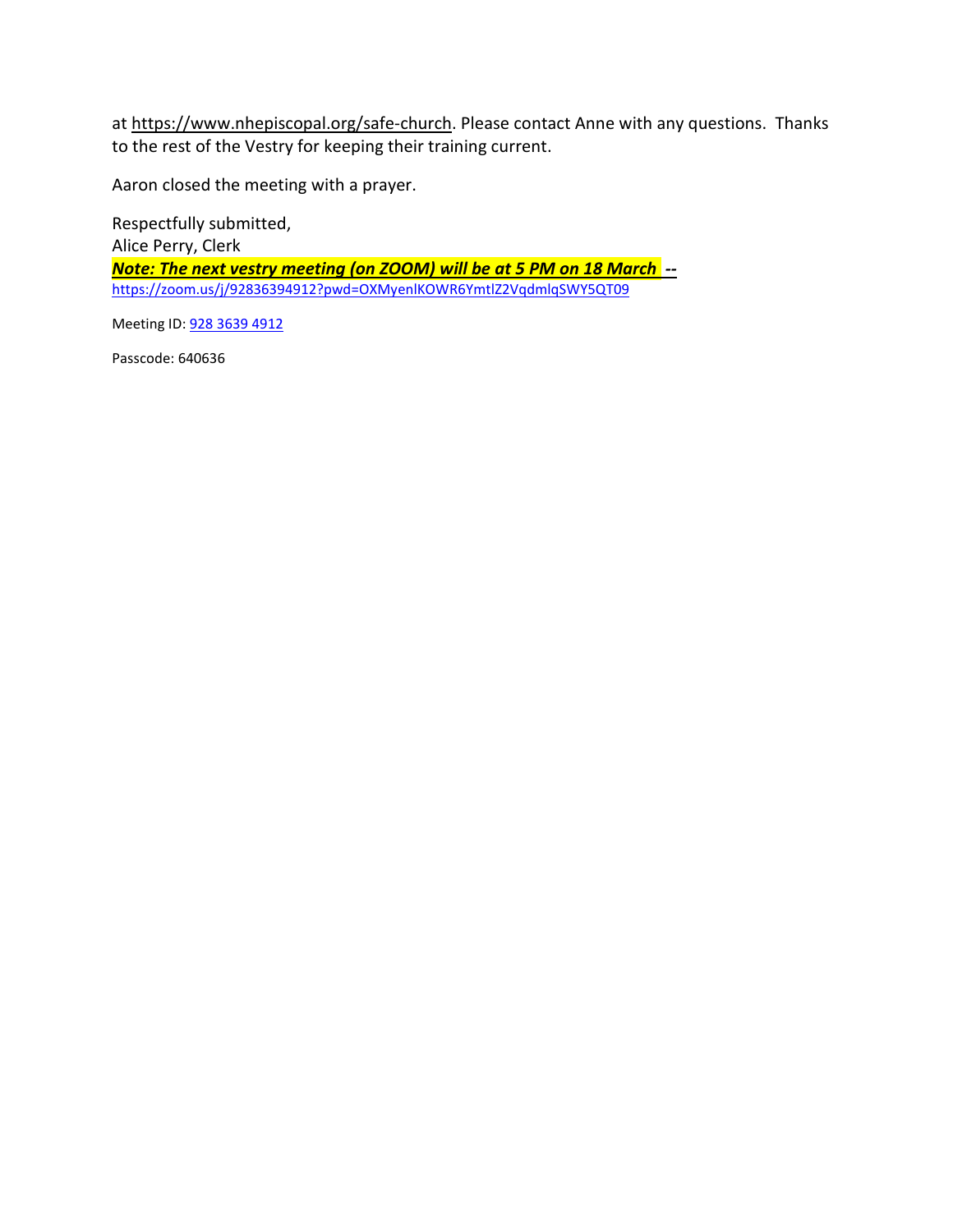at https://www.nhepiscopal.org/safe-church. Please contact Anne with any questions. Thanks to the rest of the Vestry for keeping their training current.

Aaron closed the meeting with a prayer.

Respectfully submitted,
Alice Perry, Clerk

***Note: The next vestry meeting (on ZOOM) will be at 5 PM on 18 March --***
https://zoom.us/j/92836394912?pwd=OXMyenlKOWR6YmtlZ2VqdmlqSWY5QT09

Meeting ID: 928 3639 4912

Passcode: 640636